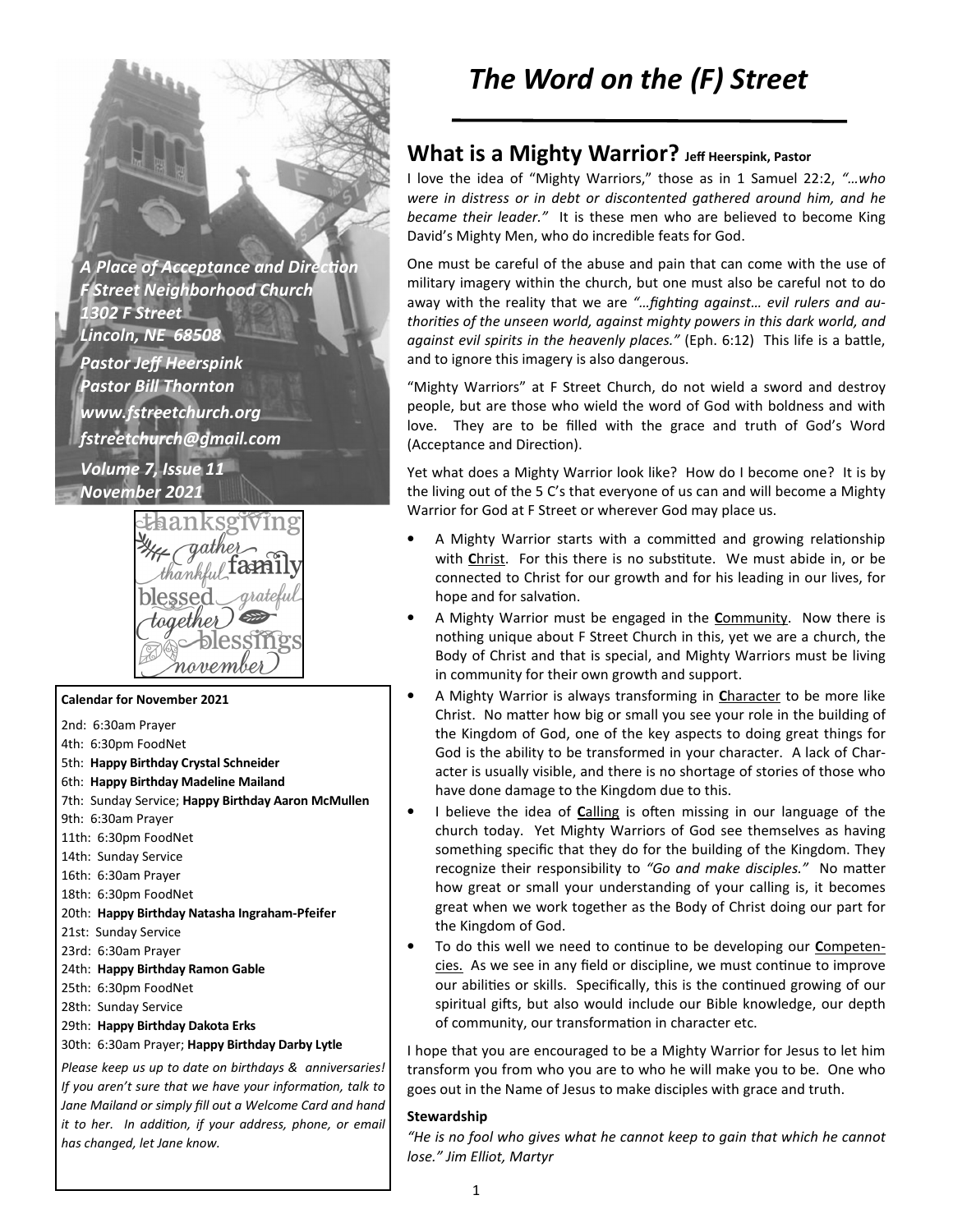*A Place of Acceptance and Direction*
*F Street Neighborhood Church*
*1302 F Street*
*Lincoln, NE 68508*
*Pastor Jeff Heerspink*
*Pastor Bill Thornton*
*www.fstreetchurch.org*
*fstreetchurch@gmail.com*
*Volume 7, Issue 11*
*November 2021*

**Calendar for November 2021**

2nd: 6:30am Prayer
4th: 6:30pm FoodNet
5th: **Happy Birthday Crystal Schneider**
6th: **Happy Birthday Madeline Mailand**
7th: Sunday Service; **Happy Birthday Aaron McMullen**
9th: 6:30am Prayer
11th: 6:30pm FoodNet
14th: Sunday Service
16th: 6:30am Prayer
18th: 6:30pm FoodNet
20th: **Happy Birthday Natasha Ingraham-Pfeifer**
21st: Sunday Service
23rd: 6:30am Prayer
24th: **Happy Birthday Ramon Gable**
25th: 6:30pm FoodNet
28th: Sunday Service
29th: **Happy Birthday Dakota Erks**
30th: 6:30am Prayer; **Happy Birthday Darby Lytle**

*Please keep us up to date on birthdays & anniversaries! If you aren't sure that we have your information, talk to Jane Mailand or simply fill out a Welcome Card and hand it to her. In addition, if your address, phone, or email has changed, let Jane know.*

# *The Word on the (F) Street*

## What is a Mighty Warrior? Jeff Heerspink, Pastor

I love the idea of "Mighty Warriors," those as in 1 Samuel 22:2, *"…who were in distress or in debt or discontented gathered around him, and he became their leader."* It is these men who are believed to become King David's Mighty Men, who do incredible feats for God.

One must be careful of the abuse and pain that can come with the use of military imagery within the church, but one must also be careful not to do away with the reality that we are *"…fighting against… evil rulers and authorities of the unseen world, against mighty powers in this dark world, and against evil spirits in the heavenly places."* (Eph. 6:12) This life is a battle, and to ignore this imagery is also dangerous.

"Mighty Warriors" at F Street Church, do not wield a sword and destroy people, but are those who wield the word of God with boldness and with love. They are to be filled with the grace and truth of God's Word (Acceptance and Direction).

Yet what does a Mighty Warrior look like? How do I become one? It is by the living out of the 5 C's that everyone of us can and will become a Mighty Warrior for God at F Street or wherever God may place us.

- A Mighty Warrior starts with a committed and growing relationship with **C**hrist. For this there is no substitute. We must abide in, or be connected to Christ for our growth and for his leading in our lives, for hope and for salvation.
- A Mighty Warrior must be engaged in the **C**ommunity. Now there is nothing unique about F Street Church in this, yet we are a church, the Body of Christ and that is special, and Mighty Warriors must be living in community for their own growth and support.
- A Mighty Warrior is always transforming in **C**haracter to be more like Christ. No matter how big or small you see your role in the building of the Kingdom of God, one of the key aspects to doing great things for God is the ability to be transformed in your character. A lack of Character is usually visible, and there is no shortage of stories of those who have done damage to the Kingdom due to this.
- I believe the idea of **C**alling is often missing in our language of the church today. Yet Mighty Warriors of God see themselves as having something specific that they do for the building of the Kingdom. They recognize their responsibility to *"Go and make disciples."* No matter how great or small your understanding of your calling is, it becomes great when we work together as the Body of Christ doing our part for the Kingdom of God.
- To do this well we need to continue to be developing our **C**ompetencies. As we see in any field or discipline, we must continue to improve our abilities or skills. Specifically, this is the continued growing of our spiritual gifts, but also would include our Bible knowledge, our depth of community, our transformation in character etc.

I hope that you are encouraged to be a Mighty Warrior for Jesus to let him transform you from who you are to who he will make you to be. One who goes out in the Name of Jesus to make disciples with grace and truth.

**Stewardship**

*"He is no fool who gives what he cannot keep to gain that which he cannot lose." Jim Elliot, Martyr*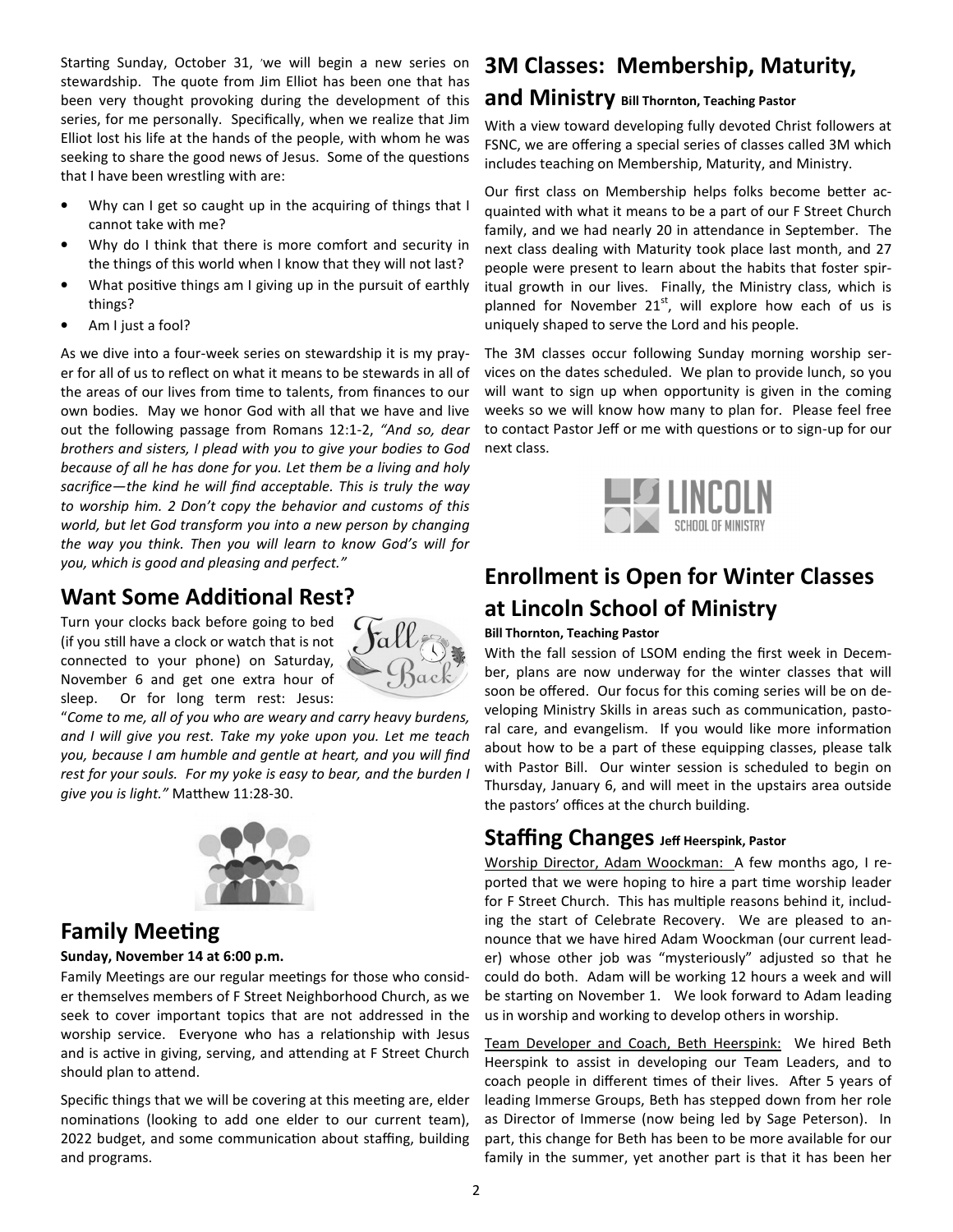Starting Sunday, October 31, we will begin a new series on stewardship. The quote from Jim Elliot has been one that has been very thought provoking during the development of this series, for me personally. Specifically, when we realize that Jim Elliot lost his life at the hands of the people, with whom he was seeking to share the good news of Jesus. Some of the questions that I have been wrestling with are:

- Why can I get so caught up in the acquiring of things that I cannot take with me?
- Why do I think that there is more comfort and security in the things of this world when I know that they will not last?
- What positive things am I giving up in the pursuit of earthly things?
- Am I just a fool?

As we dive into a four-week series on stewardship it is my prayer for all of us to reflect on what it means to be stewards in all of the areas of our lives from time to talents, from finances to our own bodies. May we honor God with all that we have and live out the following passage from Romans 12:1-2, *"And so, dear brothers and sisters, I plead with you to give your bodies to God because of all he has done for you. Let them be a living and holy sacrifice—the kind he will find acceptable. This is truly the way to worship him. 2 Don't copy the behavior and customs of this world, but let God transform you into a new person by changing the way you think. Then you will learn to know God's will for you, which is good and pleasing and perfect."*

## Want Some Additional Rest?

Turn your clocks back before going to bed (if you still have a clock or watch that is not connected to your phone) on Saturday, November 6 and get one extra hour of sleep. Or for long term rest: Jesus: "*Come to me, all of you who are weary and carry heavy burdens, and I will give you rest. Take my yoke upon you. Let me teach you, because I am humble and gentle at heart, and you will find rest for your souls. For my yoke is easy to bear, and the burden I give you is light."* Matthew 11:28-30.

## Family Meeting

**Sunday, November 14 at 6:00 p.m.**

Family Meetings are our regular meetings for those who consider themselves members of F Street Neighborhood Church, as we seek to cover important topics that are not addressed in the worship service. Everyone who has a relationship with Jesus and is active in giving, serving, and attending at F Street Church should plan to attend.

Specific things that we will be covering at this meeting are, elder nominations (looking to add one elder to our current team), 2022 budget, and some communication about staffing, building and programs.

## 3M Classes: Membership, Maturity, and Ministry **Bill Thornton, Teaching Pastor**

With a view toward developing fully devoted Christ followers at FSNC, we are offering a special series of classes called 3M which includes teaching on Membership, Maturity, and Ministry.

Our first class on Membership helps folks become better acquainted with what it means to be a part of our F Street Church family, and we had nearly 20 in attendance in September. The next class dealing with Maturity took place last month, and 27 people were present to learn about the habits that foster spiritual growth in our lives. Finally, the Ministry class, which is planned for November 21st, will explore how each of us is uniquely shaped to serve the Lord and his people.

The 3M classes occur following Sunday morning worship services on the dates scheduled. We plan to provide lunch, so you will want to sign up when opportunity is given in the coming weeks so we will know how many to plan for. Please feel free to contact Pastor Jeff or me with questions or to sign-up for our next class.

LINCOLN SCHOOL OF MINISTRY

## Enrollment is Open for Winter Classes at Lincoln School of Ministry

**Bill Thornton, Teaching Pastor**

With the fall session of LSOM ending the first week in December, plans are now underway for the winter classes that will soon be offered. Our focus for this coming series will be on developing Ministry Skills in areas such as communication, pastoral care, and evangelism. If you would like more information about how to be a part of these equipping classes, please talk with Pastor Bill. Our winter session is scheduled to begin on Thursday, January 6, and will meet in the upstairs area outside the pastors' offices at the church building.

## Staffing Changes **Jeff Heerspink, Pastor**

Worship Director, Adam Woockman: A few months ago, I reported that we were hoping to hire a part time worship leader for F Street Church. This has multiple reasons behind it, including the start of Celebrate Recovery. We are pleased to announce that we have hired Adam Woockman (our current leader) whose other job was "mysteriously" adjusted so that he could do both. Adam will be working 12 hours a week and will be starting on November 1. We look forward to Adam leading us in worship and working to develop others in worship.

Team Developer and Coach, Beth Heerspink: We hired Beth Heerspink to assist in developing our Team Leaders, and to coach people in different times of their lives. After 5 years of leading Immerse Groups, Beth has stepped down from her role as Director of Immerse (now being led by Sage Peterson). In part, this change for Beth has been to be more available for our family in the summer, yet another part is that it has been her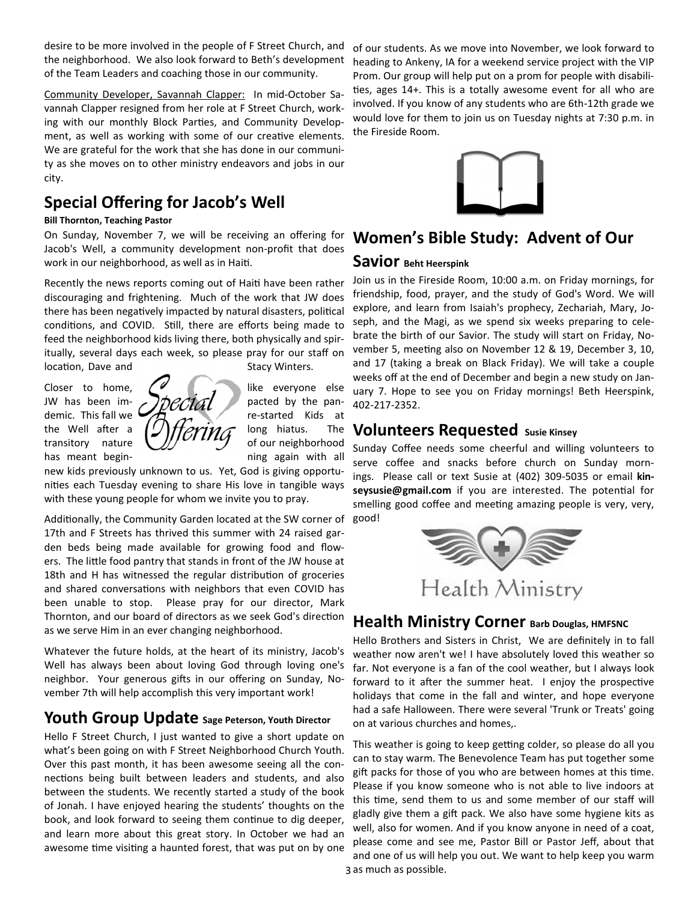desire to be more involved in the people of F Street Church, and the neighborhood. We also look forward to Beth's development of the Team Leaders and coaching those in our community.

Community Developer, Savannah Clapper: In mid-October Savannah Clapper resigned from her role at F Street Church, working with our monthly Block Parties, and Community Development, as well as working with some of our creative elements. We are grateful for the work that she has done in our community as she moves on to other ministry endeavors and jobs in our city.

## Special Offering for Jacob's Well

**Bill Thornton, Teaching Pastor**

On Sunday, November 7, we will be receiving an offering for Jacob's Well, a community development non-profit that does work in our neighborhood, as well as in Haiti.

Recently the news reports coming out of Haiti have been rather discouraging and frightening. Much of the work that JW does there has been negatively impacted by natural disasters, political conditions, and COVID. Still, there are efforts being made to feed the neighborhood kids living there, both physically and spiritually, several days each week, so please pray for our staff on location, Dave and Stacy Winters.

Closer to home, like everyone else JW has been impacted by the pandemic. This fall we re-started Kids at the Well after a long hiatus. The transitory nature of our neighborhood has meant beginning again with all new kids previously unknown to us. Yet, God is giving opportunities each Tuesday evening to share His love in tangible ways with these young people for whom we invite you to pray.

Additionally, the Community Garden located at the SW corner of 17th and F Streets has thrived this summer with 24 raised garden beds being made available for growing food and flowers. The little food pantry that stands in front of the JW house at 18th and H has witnessed the regular distribution of groceries and shared conversations with neighbors that even COVID has been unable to stop. Please pray for our director, Mark Thornton, and our board of directors as we seek God's direction as we serve Him in an ever changing neighborhood.

Whatever the future holds, at the heart of its ministry, Jacob's Well has always been about loving God through loving one's neighbor. Your generous gifts in our offering on Sunday, November 7th will help accomplish this very important work!

## Youth Group Update Sage Peterson, Youth Director

Hello F Street Church, I just wanted to give a short update on what's been going on with F Street Neighborhood Church Youth. Over this past month, it has been awesome seeing all the connections being built between leaders and students, and also between the students. We recently started a study of the book of Jonah. I have enjoyed hearing the students' thoughts on the book, and look forward to seeing them continue to dig deeper, and learn more about this great story. In October we had an awesome time visiting a haunted forest, that was put on by one of our students. As we move into November, we look forward to heading to Ankeny, IA for a weekend service project with the VIP Prom. Our group will help put on a prom for people with disabilities, ages 14+. This is a totally awesome event for all who are involved. If you know of any students who are 6th-12th grade we would love for them to join us on Tuesday nights at 7:30 p.m. in the Fireside Room.

## Women's Bible Study: Advent of Our Savior Beht Heerspink

Join us in the Fireside Room, 10:00 a.m. on Friday mornings, for friendship, food, prayer, and the study of God's Word. We will explore, and learn from Isaiah's prophecy, Zechariah, Mary, Joseph, and the Magi, as we spend six weeks preparing to celebrate the birth of our Savior. The study will start on Friday, November 5, meeting also on November 12 & 19, December 3, 10, and 17 (taking a break on Black Friday). We will take a couple weeks off at the end of December and begin a new study on January 7. Hope to see you on Friday mornings! Beth Heerspink, 402-217-2352.

## Volunteers Requested Susie Kinsey

Sunday Coffee needs some cheerful and willing volunteers to serve coffee and snacks before church on Sunday mornings. Please call or text Susie at (402) 309-5035 or email **kinseysusie@gmail.com** if you are interested. The potential for smelling good coffee and meeting amazing people is very, very, good!

## Health Ministry Corner Barb Douglas, HMFSNC

Hello Brothers and Sisters in Christ, We are definitely in to fall weather now aren't we! I have absolutely loved this weather so far. Not everyone is a fan of the cool weather, but I always look forward to it after the summer heat. I enjoy the prospective holidays that come in the fall and winter, and hope everyone had a safe Halloween. There were several 'Trunk or Treats' going on at various churches and homes,.

This weather is going to keep getting colder, so please do all you can to stay warm. The Benevolence Team has put together some gift packs for those of you who are between homes at this time. Please if you know someone who is not able to live indoors at this time, send them to us and some member of our staff will gladly give them a gift pack. We also have some hygiene kits as well, also for women. And if you know anyone in need of a coat, please come and see me, Pastor Bill or Pastor Jeff, about that and one of us will help you out. We want to help keep you warm as much as possible.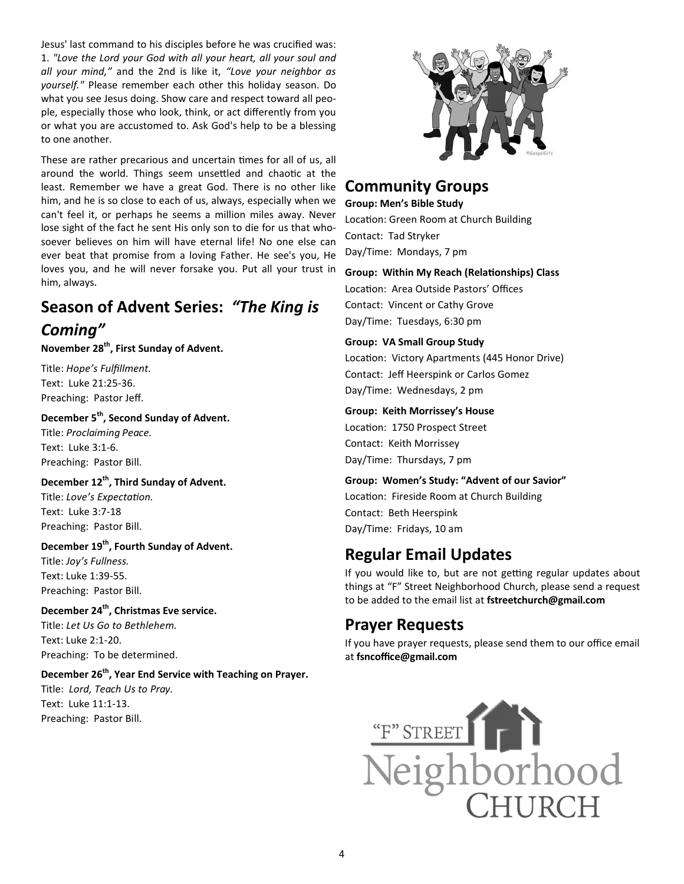Jesus' last command to his disciples before he was crucified was: 1. *"Love the Lord your God with all your heart, all your soul and all your mind,"* and the 2nd is like it, *"Love your neighbor as yourself."* Please remember each other this holiday season. Do what you see Jesus doing. Show care and respect toward all people, especially those who look, think, or act differently from you or what you are accustomed to. Ask God's help to be a blessing to one another.

These are rather precarious and uncertain times for all of us, all around the world. Things seem unsettled and chaotic at the least. Remember we have a great God. There is no other like him, and he is so close to each of us, always, especially when we can't feel it, or perhaps he seems a million miles away. Never lose sight of the fact he sent His only son to die for us that whosoever believes on him will have eternal life! No one else can ever beat that promise from a loving Father. He see's you, He loves you, and he will never forsake you. Put all your trust in him, always.

## Season of Advent Series: *"The King is Coming"*

**November 28th, First Sunday of Advent.**

Title: *Hope's Fulfillment.*
Text: Luke 21:25-36.
Preaching: Pastor Jeff.

**December 5th, Second Sunday of Advent.**

Title: *Proclaiming Peace.*
Text: Luke 3:1-6.
Preaching: Pastor Bill.

**December 12th, Third Sunday of Advent.**

Title: *Love's Expectation.*
Text: Luke 3:7-18
Preaching: Pastor Bill.

**December 19th, Fourth Sunday of Advent.**

Title: *Joy's Fullness.*
Text: Luke 1:39-55.
Preaching: Pastor Bill.

**December 24th, Christmas Eve service.**

Title: *Let Us Go to Bethlehem.*
Text: Luke 2:1-20.
Preaching: To be determined.

**December 26th, Year End Service with Teaching on Prayer.**

Title: *Lord, Teach Us to Pray.*
Text: Luke 11:1-13.
Preaching: Pastor Bill.

## Community Groups

**Group: Men's Bible Study**
Location: Green Room at Church Building
Contact: Tad Stryker
Day/Time: Mondays, 7 pm

**Group: Within My Reach (Relationships) Class**
Location: Area Outside Pastors' Offices
Contact: Vincent or Cathy Grove
Day/Time: Tuesdays, 6:30 pm

**Group: VA Small Group Study**
Location: Victory Apartments (445 Honor Drive)
Contact: Jeff Heerspink or Carlos Gomez
Day/Time: Wednesdays, 2 pm

**Group: Keith Morrissey's House**
Location: 1750 Prospect Street
Contact: Keith Morrissey
Day/Time: Thursdays, 7 pm

**Group: Women's Study: "Advent of our Savior"**
Location: Fireside Room at Church Building
Contact: Beth Heerspink
Day/Time: Fridays, 10 am

## Regular Email Updates

If you would like to, but are not getting regular updates about things at "F" Street Neighborhood Church, please send a request to be added to the email list at **fstreetchurch@gmail.com**

## Prayer Requests

If you have prayer requests, please send them to our office email at **fsncoffice@gmail.com**

"F" STREET Neighborhood CHURCH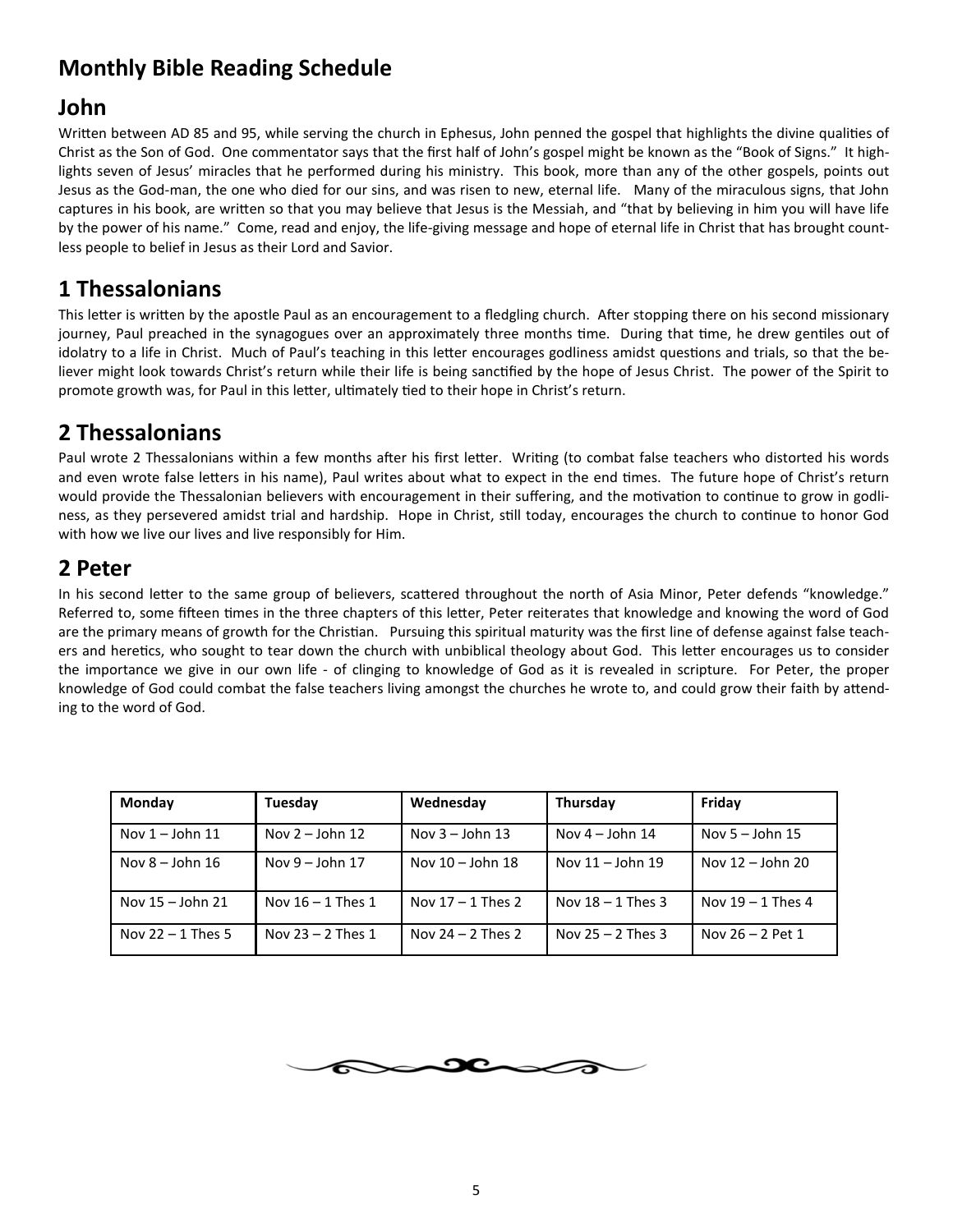# Monthly Bible Reading Schedule

## John

Written between AD 85 and 95, while serving the church in Ephesus, John penned the gospel that highlights the divine qualities of Christ as the Son of God. One commentator says that the first half of John's gospel might be known as the "Book of Signs." It highlights seven of Jesus' miracles that he performed during his ministry. This book, more than any of the other gospels, points out Jesus as the God-man, the one who died for our sins, and was risen to new, eternal life. Many of the miraculous signs, that John captures in his book, are written so that you may believe that Jesus is the Messiah, and "that by believing in him you will have life by the power of his name." Come, read and enjoy, the life-giving message and hope of eternal life in Christ that has brought countless people to belief in Jesus as their Lord and Savior.

## 1 Thessalonians

This letter is written by the apostle Paul as an encouragement to a fledgling church. After stopping there on his second missionary journey, Paul preached in the synagogues over an approximately three months time. During that time, he drew gentiles out of idolatry to a life in Christ. Much of Paul's teaching in this letter encourages godliness amidst questions and trials, so that the believer might look towards Christ's return while their life is being sanctified by the hope of Jesus Christ. The power of the Spirit to promote growth was, for Paul in this letter, ultimately tied to their hope in Christ's return.

## 2 Thessalonians

Paul wrote 2 Thessalonians within a few months after his first letter. Writing (to combat false teachers who distorted his words and even wrote false letters in his name), Paul writes about what to expect in the end times. The future hope of Christ's return would provide the Thessalonian believers with encouragement in their suffering, and the motivation to continue to grow in godliness, as they persevered amidst trial and hardship. Hope in Christ, still today, encourages the church to continue to honor God with how we live our lives and live responsibly for Him.

## 2 Peter

In his second letter to the same group of believers, scattered throughout the north of Asia Minor, Peter defends "knowledge." Referred to, some fifteen times in the three chapters of this letter, Peter reiterates that knowledge and knowing the word of God are the primary means of growth for the Christian. Pursuing this spiritual maturity was the first line of defense against false teachers and heretics, who sought to tear down the church with unbiblical theology about God. This letter encourages us to consider the importance we give in our own life - of clinging to knowledge of God as it is revealed in scripture. For Peter, the proper knowledge of God could combat the false teachers living amongst the churches he wrote to, and could grow their faith by attending to the word of God.

| Monday | Tuesday | Wednesday | Thursday | Friday |
|---|---|---|---|---|
| Nov 1 – John 11 | Nov 2 – John 12 | Nov 3 – John 13 | Nov 4 – John 14 | Nov 5 – John 15 |
| Nov 8 – John 16 | Nov 9 – John 17 | Nov 10 – John 18 | Nov 11 – John 19 | Nov 12 – John 20 |
| Nov 15 – John 21 | Nov 16 – 1 Thes 1 | Nov 17 – 1 Thes 2 | Nov 18 – 1 Thes 3 | Nov 19 – 1 Thes 4 |
| Nov 22 – 1 Thes 5 | Nov 23 – 2 Thes 1 | Nov 24 – 2 Thes 2 | Nov 25 – 2 Thes 3 | Nov 26 – 2 Pet 1 |